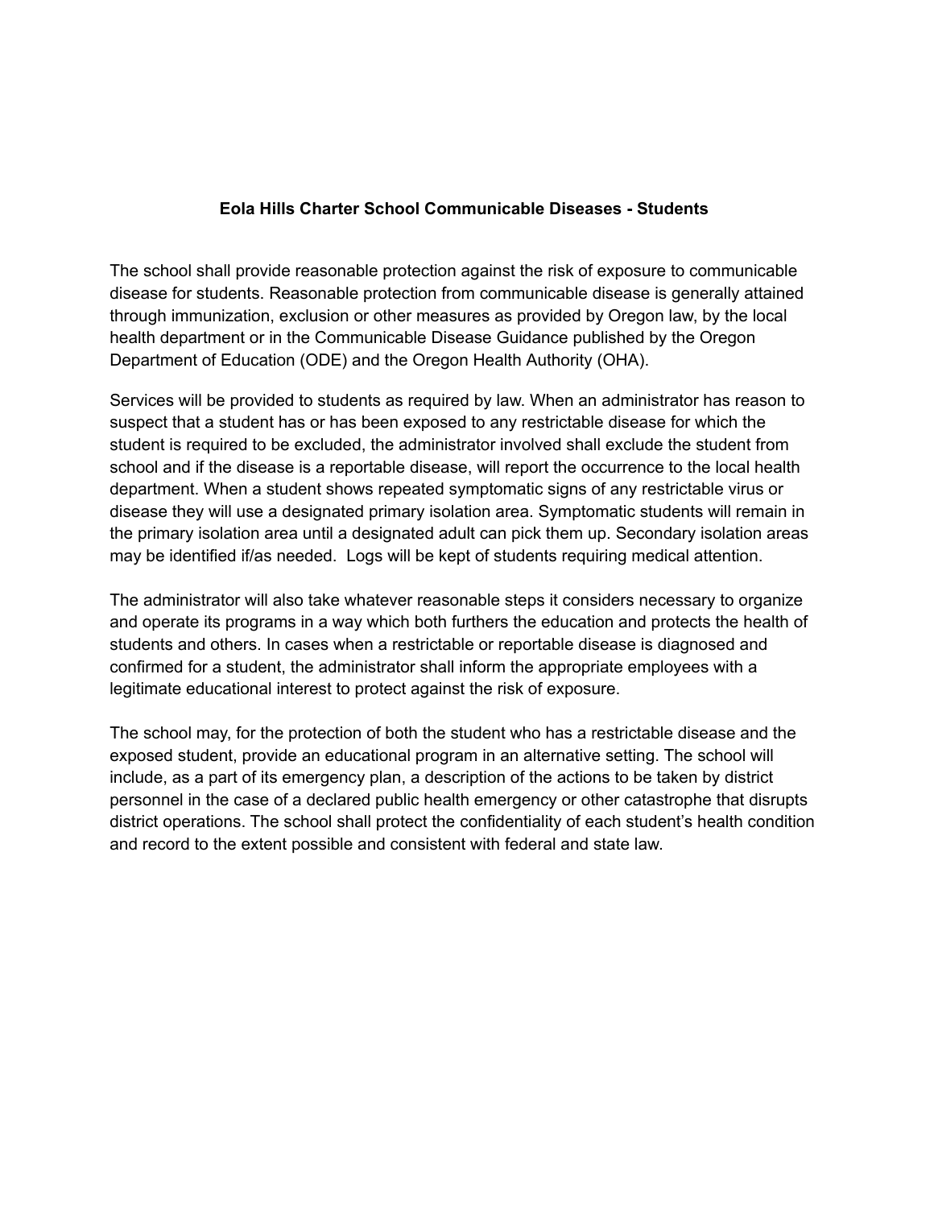# Eola Hills Charter School Communicable Diseases - Students

The school shall provide reasonable protection against the risk of exposure to communicable disease for students. Reasonable protection from communicable disease is generally attained through immunization, exclusion or other measures as provided by Oregon law, by the local health department or in the Communicable Disease Guidance published by the Oregon Department of Education (ODE) and the Oregon Health Authority (OHA).

Services will be provided to students as required by law. When an administrator has reason to suspect that a student has or has been exposed to any restrictable disease for which the student is required to be excluded, the administrator involved shall exclude the student from school and if the disease is a reportable disease, will report the occurrence to the local health department. When a student shows repeated symptomatic signs of any restrictable virus or disease they will use a designated primary isolation area. Symptomatic students will remain in the primary isolation area until a designated adult can pick them up. Secondary isolation areas may be identified if/as needed. Logs will be kept of students requiring medical attention.

The administrator will also take whatever reasonable steps it considers necessary to organize and operate its programs in a way which both furthers the education and protects the health of students and others. In cases when a restrictable or reportable disease is diagnosed and confirmed for a student, the administrator shall inform the appropriate employees with a legitimate educational interest to protect against the risk of exposure.

The school may, for the protection of both the student who has a restrictable disease and the exposed student, provide an educational program in an alternative setting. The school will include, as a part of its emergency plan, a description of the actions to be taken by district personnel in the case of a declared public health emergency or other catastrophe that disrupts district operations. The school shall protect the confidentiality of each student's health condition and record to the extent possible and consistent with federal and state law.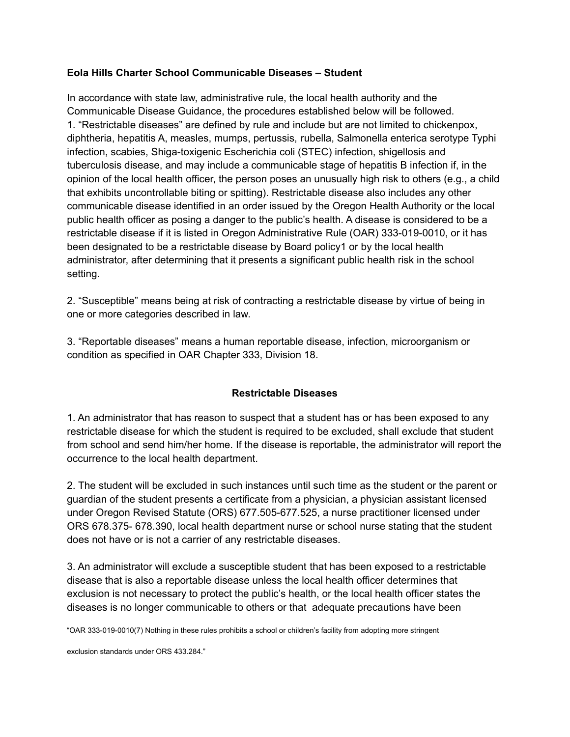**Eola Hills Charter School Communicable Diseases – Student**

In accordance with state law, administrative rule, the local health authority and the Communicable Disease Guidance, the procedures established below will be followed.

1. "Restrictable diseases" are defined by rule and include but are not limited to chickenpox, diphtheria, hepatitis A, measles, mumps, pertussis, rubella, Salmonella enterica serotype Typhi infection, scabies, Shiga-toxigenic Escherichia coli (STEC) infection, shigellosis and tuberculosis disease, and may include a communicable stage of hepatitis B infection if, in the opinion of the local health officer, the person poses an unusually high risk to others (e.g., a child that exhibits uncontrollable biting or spitting). Restrictable disease also includes any other communicable disease identified in an order issued by the Oregon Health Authority or the local public health officer as posing a danger to the public's health. A disease is considered to be a restrictable disease if it is listed in Oregon Administrative Rule (OAR) 333-019-0010, or it has been designated to be a restrictable disease by Board policy[1] or by the local health administrator, after determining that it presents a significant public health risk in the school setting.

2. "Susceptible" means being at risk of contracting a restrictable disease by virtue of being in one or more categories described in law.

3. "Reportable diseases" means a human reportable disease, infection, microorganism or condition as specified in OAR Chapter 333, Division 18.

## Restrictable Diseases

1. An administrator that has reason to suspect that a student has or has been exposed to any restrictable disease for which the student is required to be excluded, shall exclude that student from school and send him/her home. If the disease is reportable, the administrator will report the occurrence to the local health department.

2. The student will be excluded in such instances until such time as the student or the parent or guardian of the student presents a certificate from a physician, a physician assistant licensed under Oregon Revised Statute (ORS) 677.505-677.525, a nurse practitioner licensed under ORS 678.375- 678.390, local health department nurse or school nurse stating that the student does not have or is not a carrier of any restrictable diseases.

3. An administrator will exclude a susceptible student that has been exposed to a restrictable disease that is also a reportable disease unless the local health officer determines that exclusion is not necessary to protect the public's health, or the local health officer states the diseases is no longer communicable to others or that adequate precautions have been

"OAR 333-019-0010(7) Nothing in these rules prohibits a school or children's facility from adopting more stringent exclusion standards under ORS 433.284."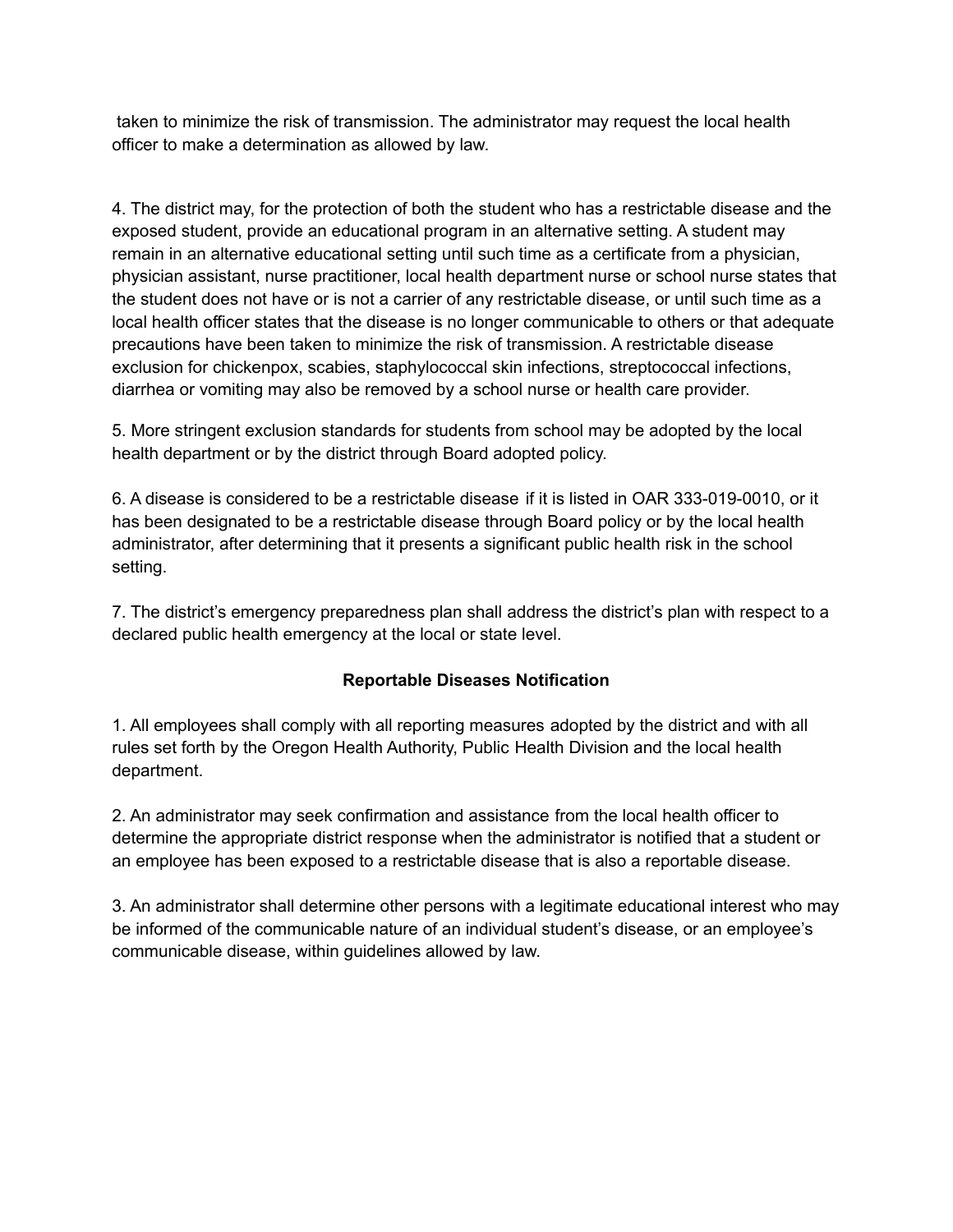taken to minimize the risk of transmission. The administrator may request the local health officer to make a determination as allowed by law.

4. The district may, for the protection of both the student who has a restrictable disease and the exposed student, provide an educational program in an alternative setting. A student may remain in an alternative educational setting until such time as a certificate from a physician, physician assistant, nurse practitioner, local health department nurse or school nurse states that the student does not have or is not a carrier of any restrictable disease, or until such time as a local health officer states that the disease is no longer communicable to others or that adequate precautions have been taken to minimize the risk of transmission. A restrictable disease exclusion for chickenpox, scabies, staphylococcal skin infections, streptococcal infections, diarrhea or vomiting may also be removed by a school nurse or health care provider.

5. More stringent exclusion standards for students from school may be adopted by the local health department or by the district through Board adopted policy.

6. A disease is considered to be a restrictable disease if it is listed in OAR 333-019-0010, or it has been designated to be a restrictable disease through Board policy or by the local health administrator, after determining that it presents a significant public health risk in the school setting.

7. The district's emergency preparedness plan shall address the district's plan with respect to a declared public health emergency at the local or state level.

**Reportable Diseases Notification**

1. All employees shall comply with all reporting measures adopted by the district and with all rules set forth by the Oregon Health Authority, Public Health Division and the local health department.

2. An administrator may seek confirmation and assistance from the local health officer to determine the appropriate district response when the administrator is notified that a student or an employee has been exposed to a restrictable disease that is also a reportable disease.

3. An administrator shall determine other persons with a legitimate educational interest who may be informed of the communicable nature of an individual student's disease, or an employee's communicable disease, within guidelines allowed by law.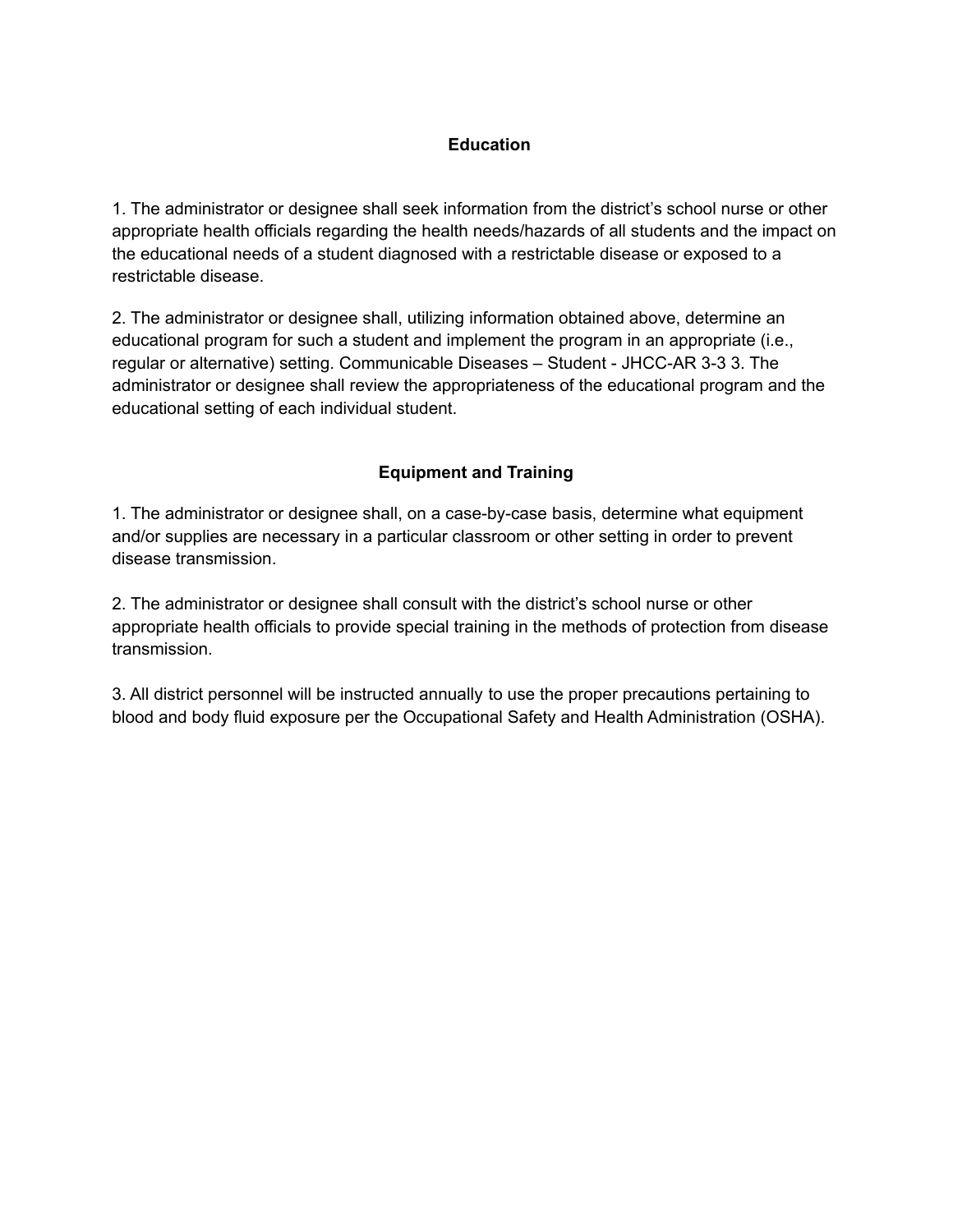## Education

1. The administrator or designee shall seek information from the district's school nurse or other appropriate health officials regarding the health needs/hazards of all students and the impact on the educational needs of a student diagnosed with a restrictable disease or exposed to a restrictable disease.

2. The administrator or designee shall, utilizing information obtained above, determine an educational program for such a student and implement the program in an appropriate (i.e., regular or alternative) setting. Communicable Diseases – Student - JHCC-AR 3-3 3. The administrator or designee shall review the appropriateness of the educational program and the educational setting of each individual student.

## Equipment and Training

1. The administrator or designee shall, on a case-by-case basis, determine what equipment and/or supplies are necessary in a particular classroom or other setting in order to prevent disease transmission.

2. The administrator or designee shall consult with the district's school nurse or other appropriate health officials to provide special training in the methods of protection from disease transmission.

3. All district personnel will be instructed annually to use the proper precautions pertaining to blood and body fluid exposure per the Occupational Safety and Health Administration (OSHA).